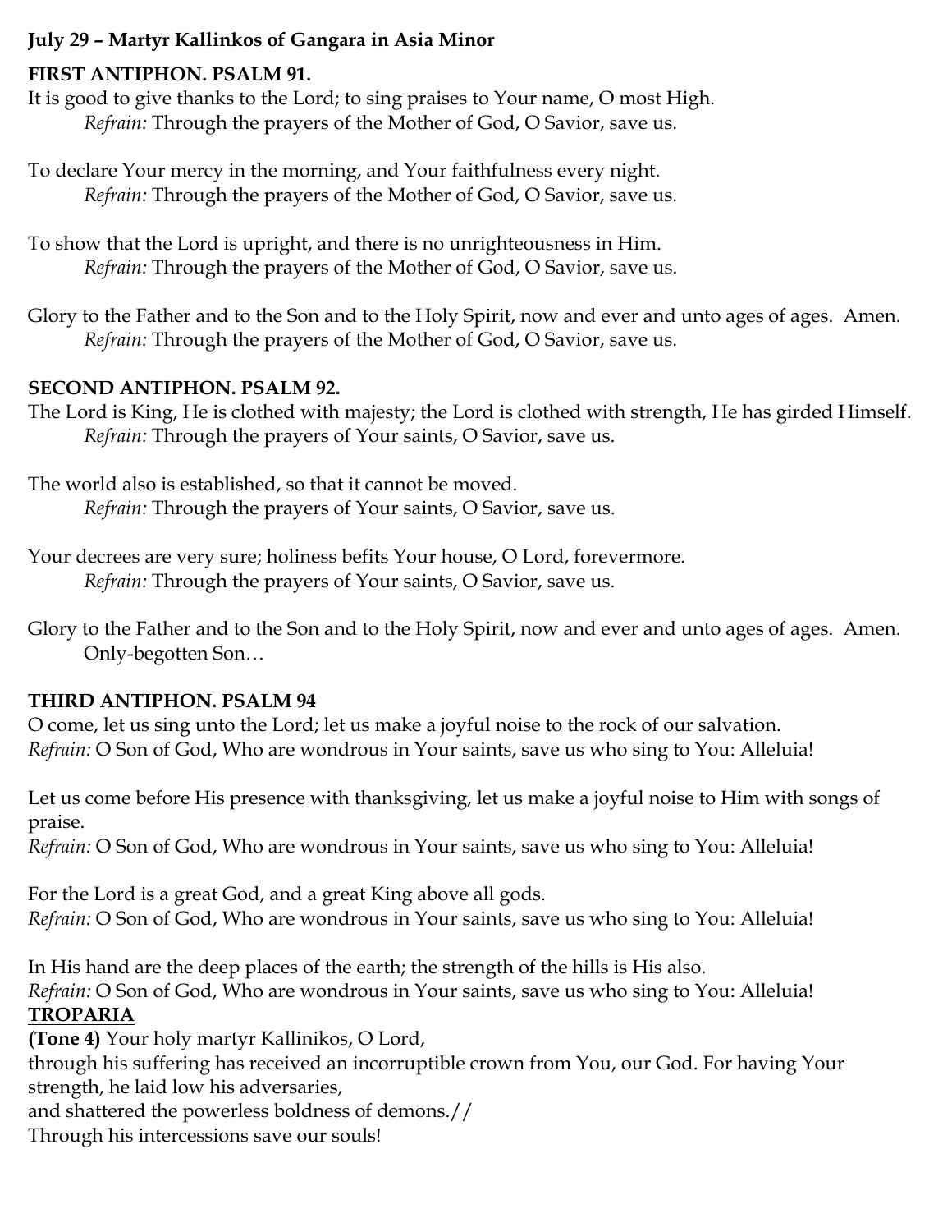**July 29 – Martyr Kallinkos of Gangara in Asia Minor**

**FIRST ANTIPHON. PSALM 91.**

It is good to give thanks to the Lord; to sing praises to Your name, O most High.
*Refrain:* Through the prayers of the Mother of God, O Savior, save us.

To declare Your mercy in the morning, and Your faithfulness every night.
*Refrain:* Through the prayers of the Mother of God, O Savior, save us.

To show that the Lord is upright, and there is no unrighteousness in Him.
*Refrain:* Through the prayers of the Mother of God, O Savior, save us.

Glory to the Father and to the Son and to the Holy Spirit, now and ever and unto ages of ages. Amen.
*Refrain:* Through the prayers of the Mother of God, O Savior, save us.

**SECOND ANTIPHON. PSALM 92.**

The Lord is King, He is clothed with majesty; the Lord is clothed with strength, He has girded Himself.
*Refrain:* Through the prayers of Your saints, O Savior, save us.

The world also is established, so that it cannot be moved.
*Refrain:* Through the prayers of Your saints, O Savior, save us.

Your decrees are very sure; holiness befits Your house, O Lord, forevermore.
*Refrain:* Through the prayers of Your saints, O Savior, save us.

Glory to the Father and to the Son and to the Holy Spirit, now and ever and unto ages of ages. Amen.
Only-begotten Son…

**THIRD ANTIPHON. PSALM 94**

O come, let us sing unto the Lord; let us make a joyful noise to the rock of our salvation.
*Refrain:* O Son of God, Who are wondrous in Your saints, save us who sing to You: Alleluia!

Let us come before His presence with thanksgiving, let us make a joyful noise to Him with songs of praise.
*Refrain:* O Son of God, Who are wondrous in Your saints, save us who sing to You: Alleluia!

For the Lord is a great God, and a great King above all gods.
*Refrain:* O Son of God, Who are wondrous in Your saints, save us who sing to You: Alleluia!

In His hand are the deep places of the earth; the strength of the hills is His also.
*Refrain:* O Son of God, Who are wondrous in Your saints, save us who sing to You: Alleluia!

**TROPARIA**

**(Tone 4)** Your holy martyr Kallinikos, O Lord,
through his suffering has received an incorruptible crown from You, our God. For having Your strength, he laid low his adversaries,
and shattered the powerless boldness of demons.//
Through his intercessions save our souls!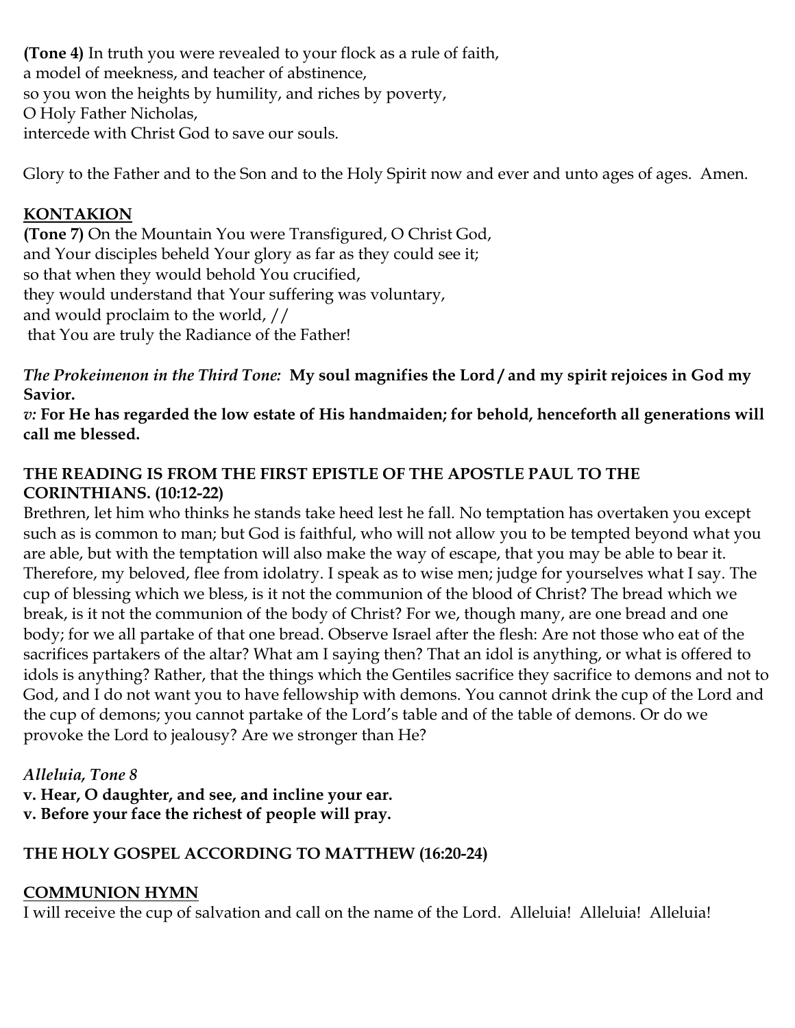**(Tone 4)** In truth you were revealed to your flock as a rule of faith,
a model of meekness, and teacher of abstinence,
so you won the heights by humility, and riches by poverty,
O Holy Father Nicholas,
intercede with Christ God to save our souls.

Glory to the Father and to the Son and to the Holy Spirit now and ever and unto ages of ages. Amen.

## KONTAKION

**(Tone 7)** On the Mountain You were Transfigured, O Christ God,
and Your disciples beheld Your glory as far as they could see it;
so that when they would behold You crucified,
they would understand that Your suffering was voluntary,
and would proclaim to the world, //
that You are truly the Radiance of the Father!

*The Prokeimenon in the Third Tone:* **My soul magnifies the Lord / and my spirit rejoices in God my Savior.**

*v:* **For He has regarded the low estate of His handmaiden; for behold, henceforth all generations will call me blessed.**

**THE READING IS FROM THE FIRST EPISTLE OF THE APOSTLE PAUL TO THE CORINTHIANS. (10:12-22)**

Brethren, let him who thinks he stands take heed lest he fall. No temptation has overtaken you except such as is common to man; but God is faithful, who will not allow you to be tempted beyond what you are able, but with the temptation will also make the way of escape, that you may be able to bear it. Therefore, my beloved, flee from idolatry. I speak as to wise men; judge for yourselves what I say. The cup of blessing which we bless, is it not the communion of the blood of Christ? The bread which we break, is it not the communion of the body of Christ? For we, though many, are one bread and one body; for we all partake of that one bread. Observe Israel after the flesh: Are not those who eat of the sacrifices partakers of the altar? What am I saying then? That an idol is anything, or what is offered to idols is anything? Rather, that the things which the Gentiles sacrifice they sacrifice to demons and not to God, and I do not want you to have fellowship with demons. You cannot drink the cup of the Lord and the cup of demons; you cannot partake of the Lord's table and of the table of demons. Or do we provoke the Lord to jealousy? Are we stronger than He?

*Alleluia, Tone 8*

**v. Hear, O daughter, and see, and incline your ear.**

**v. Before your face the richest of people will pray.**

**THE HOLY GOSPEL ACCORDING TO MATTHEW (16:20-24)**

## COMMUNION HYMN

I will receive the cup of salvation and call on the name of the Lord. Alleluia! Alleluia! Alleluia!